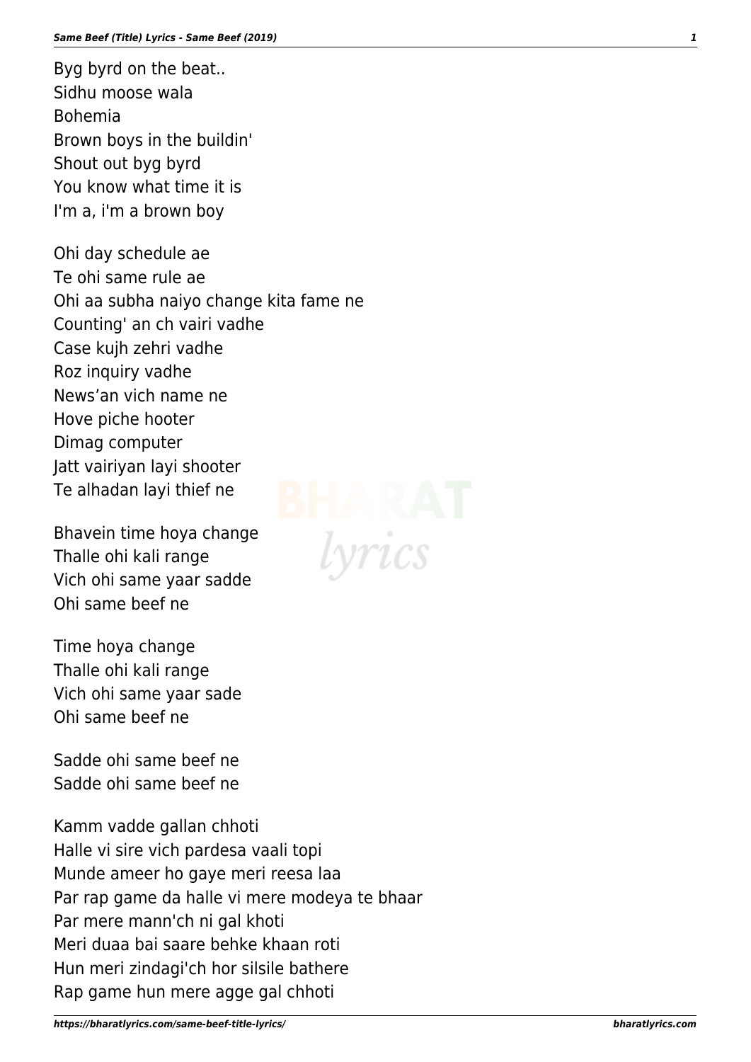Byg byrd on the beat..
Sidhu moose wala
Bohemia
Brown boys in the buildin'
Shout out byg byrd
You know what time it is
I'm a, i'm a brown boy

Ohi day schedule ae
Te ohi same rule ae
Ohi aa subha naiyo change kita fame ne
Counting' an ch vairi vadhe
Case kujh zehri vadhe
Roz inquiry vadhe
News’an vich name ne
Hove piche hooter
Dimag computer
Jatt vairiyan layi shooter
Te alhadan layi thief ne

Bhavein time hoya change
Thalle ohi kali range
Vich ohi same yaar sadde
Ohi same beef ne

Time hoya change
Thalle ohi kali range
Vich ohi same yaar sade
Ohi same beef ne

Sadde ohi same beef ne
Sadde ohi same beef ne

Kamm vadde gallan chhoti
Halle vi sire vich pardesa vaali topi
Munde ameer ho gaye meri reesa laa
Par rap game da halle vi mere modeya te bhaar
Par mere mann'ch ni gal khoti
Meri duaa bai saare behke khaan roti
Hun meri zindagi'ch hor silsile bathere
Rap game hun mere agge gal chhoti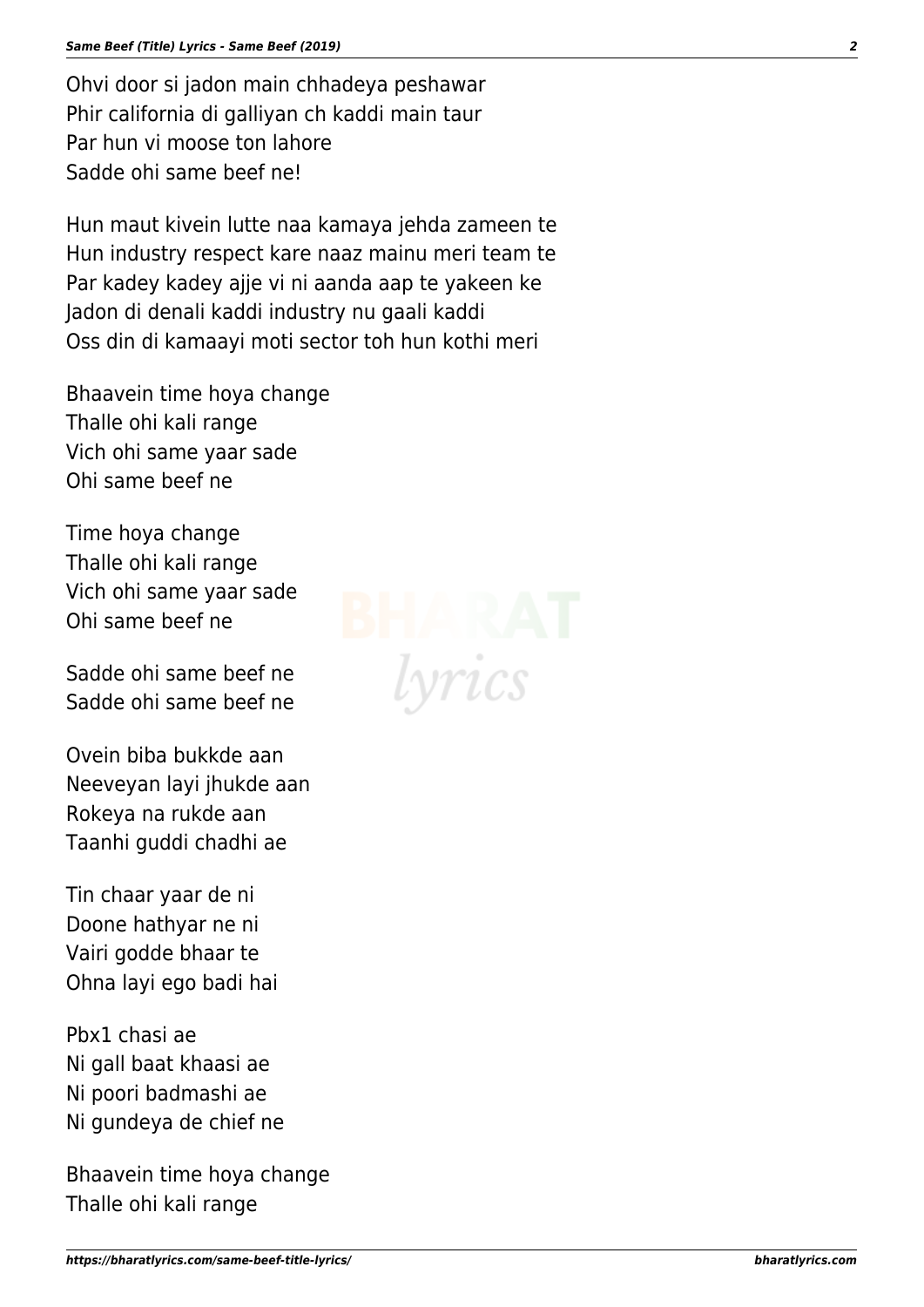Ohvi door si jadon main chhadeya peshawar
Phir california di galliyan ch kaddi main taur
Par hun vi moose ton lahore
Sadde ohi same beef ne!

Hun maut kivein lutte naa kamaya jehda zameen te
Hun industry respect kare naaz mainu meri team te
Par kadey kadey ajje vi ni aanda aap te yakeen ke
Jadon di denali kaddi industry nu gaali kaddi
Oss din di kamaayi moti sector toh hun kothi meri

Bhaavein time hoya change
Thalle ohi kali range
Vich ohi same yaar sade
Ohi same beef ne

Time hoya change
Thalle ohi kali range
Vich ohi same yaar sade
Ohi same beef ne

Sadde ohi same beef ne
Sadde ohi same beef ne

Ovein biba bukkde aan
Neeveyan layi jhukde aan
Rokeya na rukde aan
Taanhi guddi chadhi ae

Tin chaar yaar de ni
Doone hathyar ne ni
Vairi godde bhaar te
Ohna layi ego badi hai

Pbx1 chasi ae
Ni gall baat khaasi ae
Ni poori badmashi ae
Ni gundeya de chief ne

Bhaavein time hoya change
Thalle ohi kali range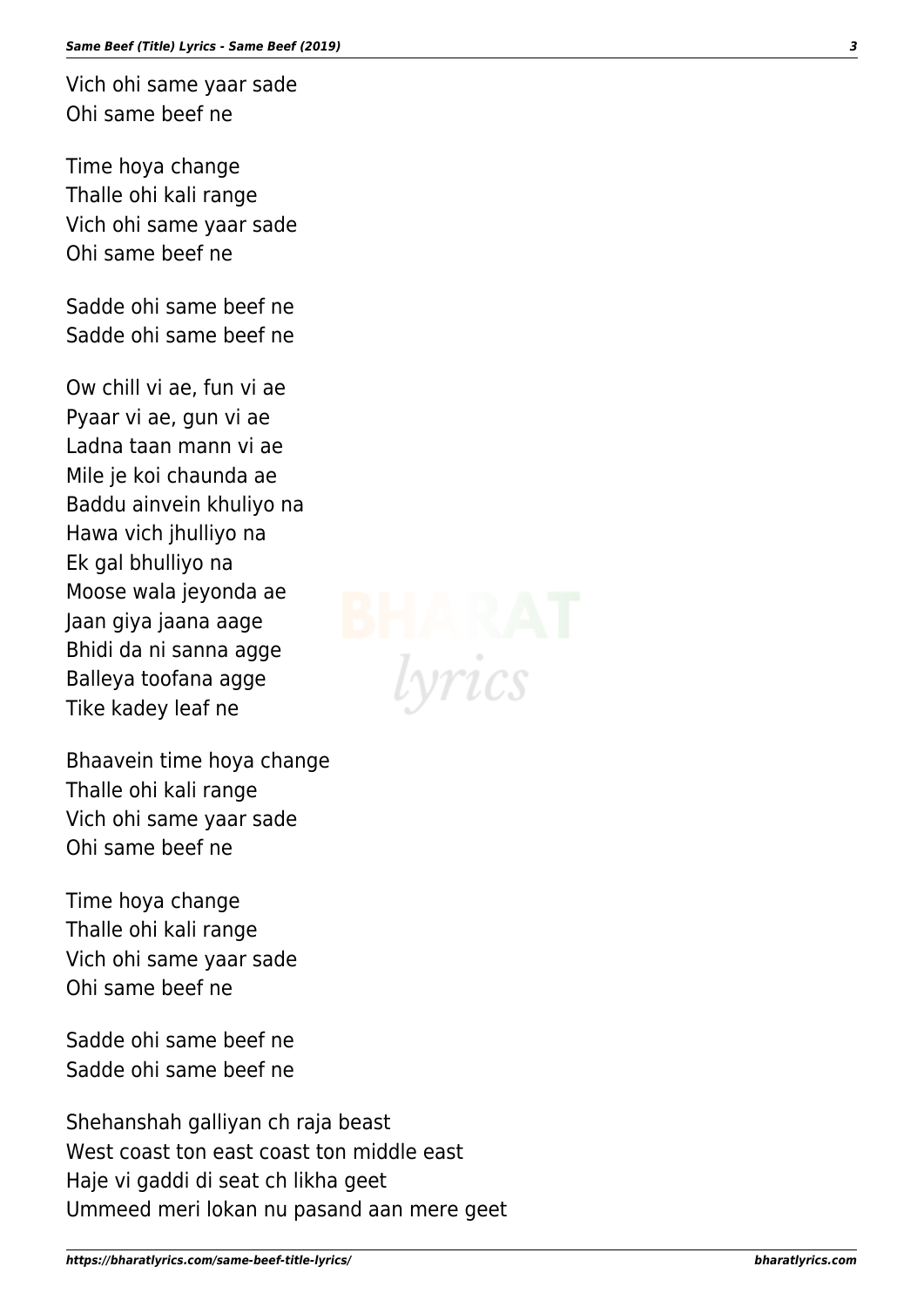Vich ohi same yaar sade
Ohi same beef ne

Time hoya change
Thalle ohi kali range
Vich ohi same yaar sade
Ohi same beef ne

Sadde ohi same beef ne
Sadde ohi same beef ne

Ow chill vi ae, fun vi ae
Pyaar vi ae, gun vi ae
Ladna taan mann vi ae
Mile je koi chaunda ae
Baddu ainvein khuliyo na
Hawa vich jhulliyo na
Ek gal bhulliyo na
Moose wala jeyonda ae
Jaan giya jaana aage
Bhidi da ni sanna agge
Balleya toofana agge
Tike kadey leaf ne

Bhaavein time hoya change
Thalle ohi kali range
Vich ohi same yaar sade
Ohi same beef ne

Time hoya change
Thalle ohi kali range
Vich ohi same yaar sade
Ohi same beef ne

Sadde ohi same beef ne
Sadde ohi same beef ne

Shehanshah galliyan ch raja beast
West coast ton east coast ton middle east
Haje vi gaddi di seat ch likha geet
Ummeed meri lokan nu pasand aan mere geet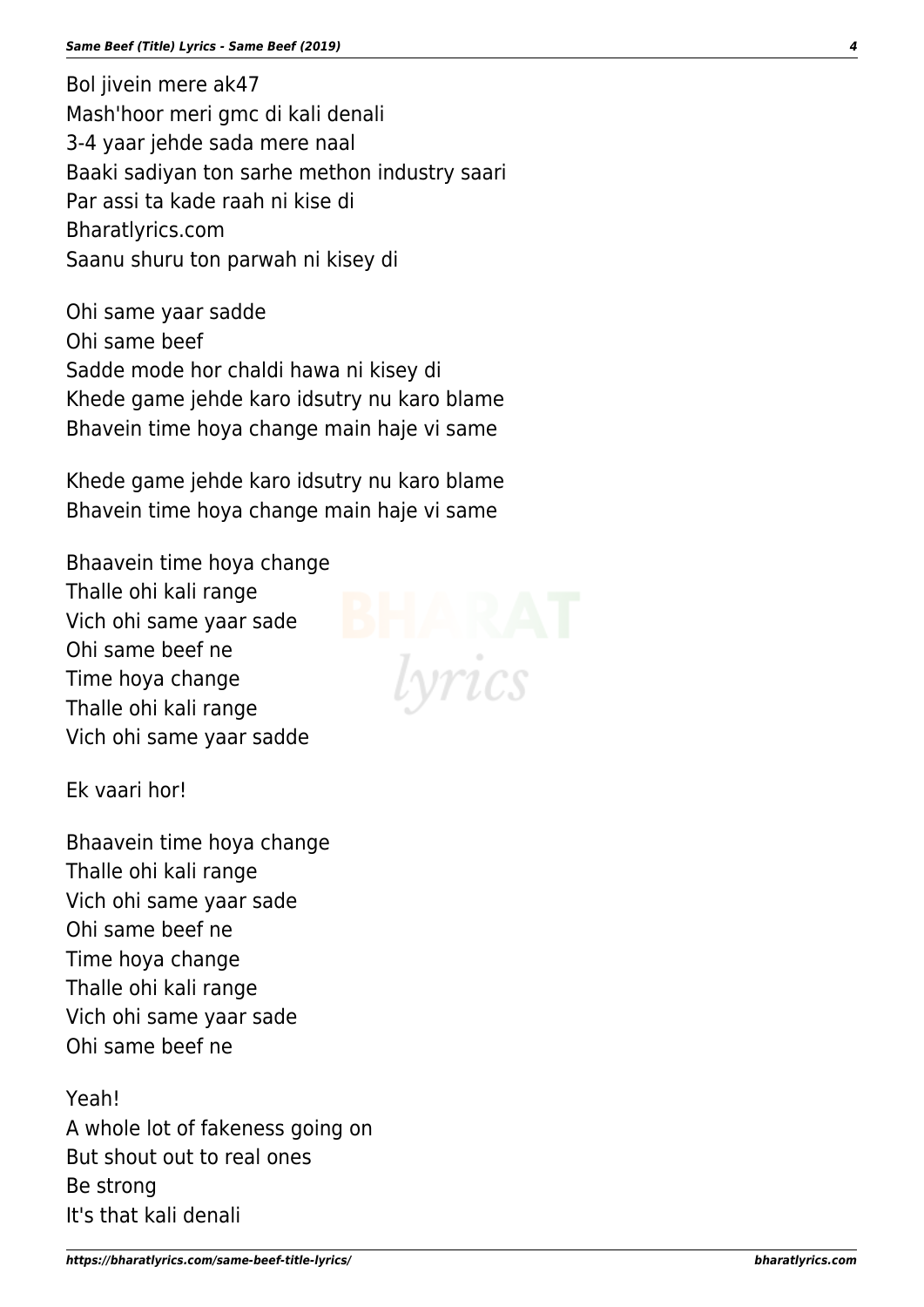Bol jivein mere ak47
Mash'hoor meri gmc di kali denali
3-4 yaar jehde sada mere naal
Baaki sadiyan ton sarhe methon industry saari
Par assi ta kade raah ni kise di
Bharatlyrics.com
Saanu shuru ton parwah ni kisey di

Ohi same yaar sadde
Ohi same beef
Sadde mode hor chaldi hawa ni kisey di
Khede game jehde karo idsutry nu karo blame
Bhavein time hoya change main haje vi same

Khede game jehde karo idsutry nu karo blame
Bhavein time hoya change main haje vi same

Bhaavein time hoya change
Thalle ohi kali range
Vich ohi same yaar sade
Ohi same beef ne
Time hoya change
Thalle ohi kali range
Vich ohi same yaar sadde

Ek vaari hor!

Bhaavein time hoya change
Thalle ohi kali range
Vich ohi same yaar sade
Ohi same beef ne
Time hoya change
Thalle ohi kali range
Vich ohi same yaar sade
Ohi same beef ne

Yeah!
A whole lot of fakeness going on
But shout out to real ones
Be strong
It's that kali denali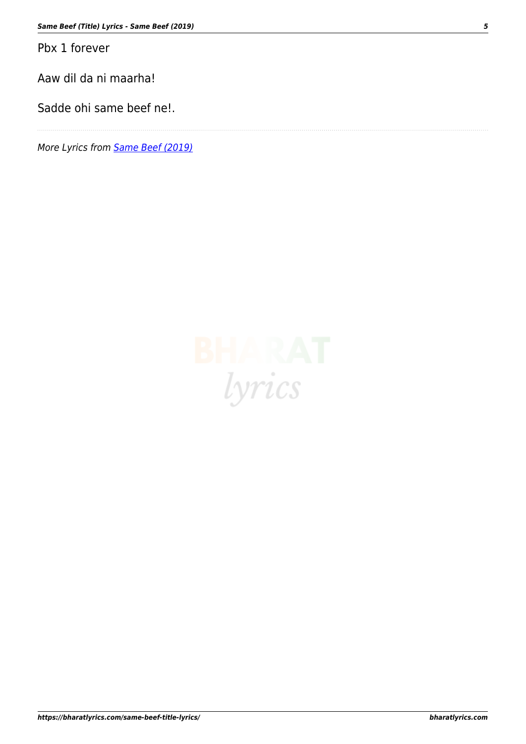Pbx 1 forever

Aaw dil da ni maarha!

Sadde ohi same beef ne!.

---

*More Lyrics from [Same Beef (2019)]()*